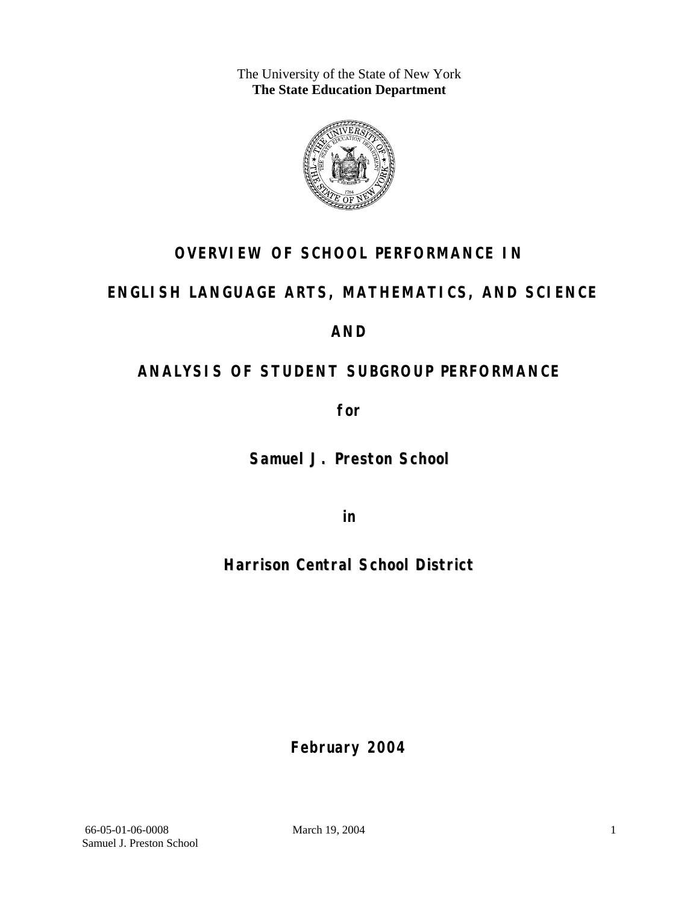The University of the State of New York
**The State Education Department**

# OVERVIEW OF SCHOOL PERFORMANCE IN

# ENGLISH LANGUAGE ARTS, MATHEMATICS, AND SCIENCE

# AND

# ANALYSIS OF STUDENT SUBGROUP PERFORMANCE

**for**

## Samuel J. Preston School

**in**

## Harrison Central School District

**February 2004**

66-05-01-06-0008 March 19, 2004
Samuel J. Preston School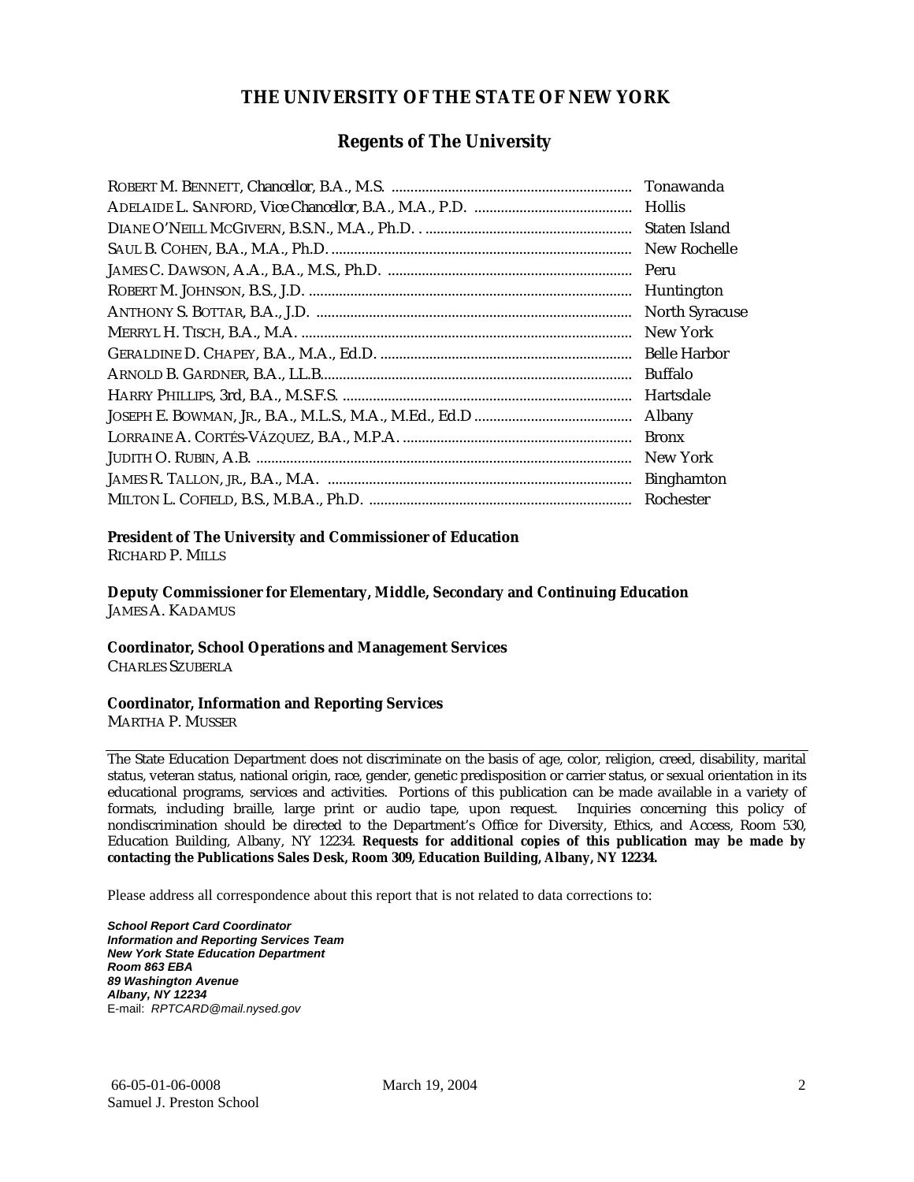# THE UNIVERSITY OF THE STATE OF NEW YORK

## Regents of The University

| | |
|---|---|
| ROBERT M. BENNETT, *Chancellor*, B.A., M.S. | Tonawanda |
| ADELAIDE L. SANFORD, *Vice Chancellor*, B.A., M.A., P.D. | Hollis |
| DIANE O'NEILL MCGIVERN, B.S.N., M.A., Ph.D. | Staten Island |
| SAUL B. COHEN, B.A., M.A., Ph.D. | New Rochelle |
| JAMES C. DAWSON, A.A., B.A., M.S., Ph.D. | Peru |
| ROBERT M. JOHNSON, B.S., J.D. | Huntington |
| ANTHONY S. BOTTAR, B.A., J.D. | North Syracuse |
| MERRYL H. TISCH, B.A., M.A. | New York |
| GERALDINE D. CHAPEY, B.A., M.A., Ed.D. | Belle Harbor |
| ARNOLD B. GARDNER, B.A., LL.B. | Buffalo |
| HARRY PHILLIPS, 3rd, B.A., M.S.F.S. | Hartsdale |
| JOSEPH E. BOWMAN, JR., B.A., M.L.S., M.A., M.Ed., Ed.D | Albany |
| LORRAINE A. CORTÉS-VÁZQUEZ, B.A., M.P.A. | Bronx |
| JUDITH O. RUBIN, A.B. | New York |
| JAMES R. TALLON, JR., B.A., M.A. | Binghamton |
| MILTON L. COFIELD, B.S., M.B.A., Ph.D. | Rochester |

**President of The University and Commissioner of Education**
RICHARD P. MILLS

**Deputy Commissioner for Elementary, Middle, Secondary and Continuing Education**
JAMES A. KADAMUS

**Coordinator, School Operations and Management Services**
CHARLES SZUBERLA

**Coordinator, Information and Reporting Services**
MARTHA P. MUSSER

---

The State Education Department does not discriminate on the basis of age, color, religion, creed, disability, marital status, veteran status, national origin, race, gender, genetic predisposition or carrier status, or sexual orientation in its educational programs, services and activities. Portions of this publication can be made available in a variety of formats, including braille, large print or audio tape, upon request. Inquiries concerning this policy of nondiscrimination should be directed to the Department's Office for Diversity, Ethics, and Access, Room 530, Education Building, Albany, NY 12234. **Requests for additional copies of this publication may be made by contacting the Publications Sales Desk, Room 309, Education Building, Albany, NY 12234.**

Please address all correspondence about this report that is not related to data corrections to:

***School Report Card Coordinator***
***Information and Reporting Services Team***
***New York State Education Department***
***Room 863 EBA***
***89 Washington Avenue***
***Albany, NY 12234***
E-mail: *RPTCARD@mail.nysed.gov*

66-05-01-06-0008 March 19, 2004
Samuel J. Preston School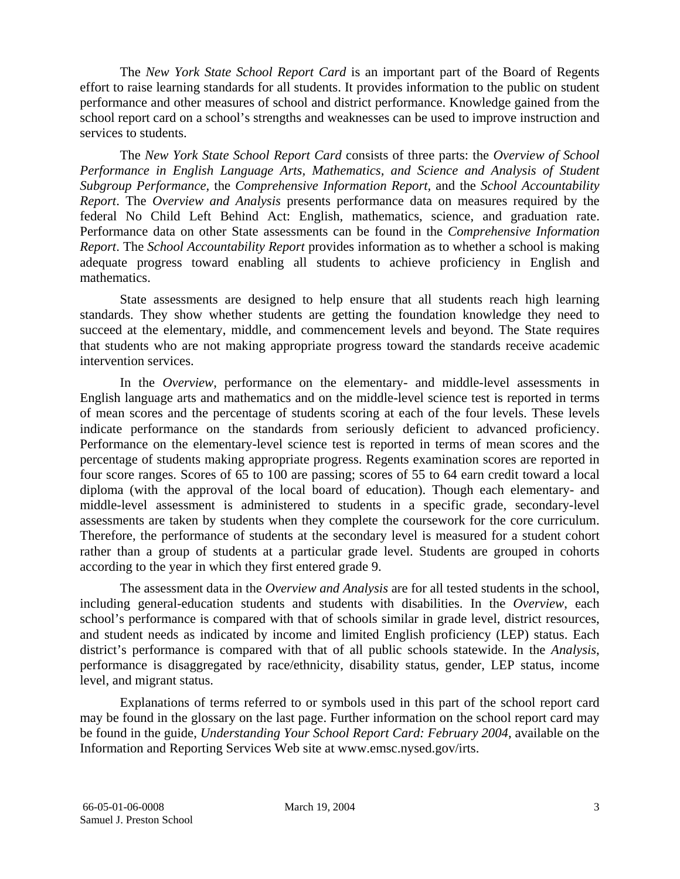The *New York State School Report Card* is an important part of the Board of Regents effort to raise learning standards for all students. It provides information to the public on student performance and other measures of school and district performance. Knowledge gained from the school report card on a school's strengths and weaknesses can be used to improve instruction and services to students.

The *New York State School Report Card* consists of three parts: the *Overview of School Performance in English Language Arts, Mathematics, and Science and Analysis of Student Subgroup Performance,* the *Comprehensive Information Report,* and the *School Accountability Report*. The *Overview and Analysis* presents performance data on measures required by the federal No Child Left Behind Act: English, mathematics, science, and graduation rate. Performance data on other State assessments can be found in the *Comprehensive Information Report*. The *School Accountability Report* provides information as to whether a school is making adequate progress toward enabling all students to achieve proficiency in English and mathematics.

State assessments are designed to help ensure that all students reach high learning standards. They show whether students are getting the foundation knowledge they need to succeed at the elementary, middle, and commencement levels and beyond. The State requires that students who are not making appropriate progress toward the standards receive academic intervention services.

In the *Overview*, performance on the elementary- and middle-level assessments in English language arts and mathematics and on the middle-level science test is reported in terms of mean scores and the percentage of students scoring at each of the four levels. These levels indicate performance on the standards from seriously deficient to advanced proficiency. Performance on the elementary-level science test is reported in terms of mean scores and the percentage of students making appropriate progress. Regents examination scores are reported in four score ranges. Scores of 65 to 100 are passing; scores of 55 to 64 earn credit toward a local diploma (with the approval of the local board of education). Though each elementary- and middle-level assessment is administered to students in a specific grade, secondary-level assessments are taken by students when they complete the coursework for the core curriculum. Therefore, the performance of students at the secondary level is measured for a student cohort rather than a group of students at a particular grade level. Students are grouped in cohorts according to the year in which they first entered grade 9.

The assessment data in the *Overview and Analysis* are for all tested students in the school, including general-education students and students with disabilities. In the *Overview*, each school's performance is compared with that of schools similar in grade level, district resources, and student needs as indicated by income and limited English proficiency (LEP) status. Each district's performance is compared with that of all public schools statewide. In the *Analysis*, performance is disaggregated by race/ethnicity, disability status, gender, LEP status, income level, and migrant status.

Explanations of terms referred to or symbols used in this part of the school report card may be found in the glossary on the last page. Further information on the school report card may be found in the guide, *Understanding Your School Report Card: February 2004*, available on the Information and Reporting Services Web site at www.emsc.nysed.gov/irts.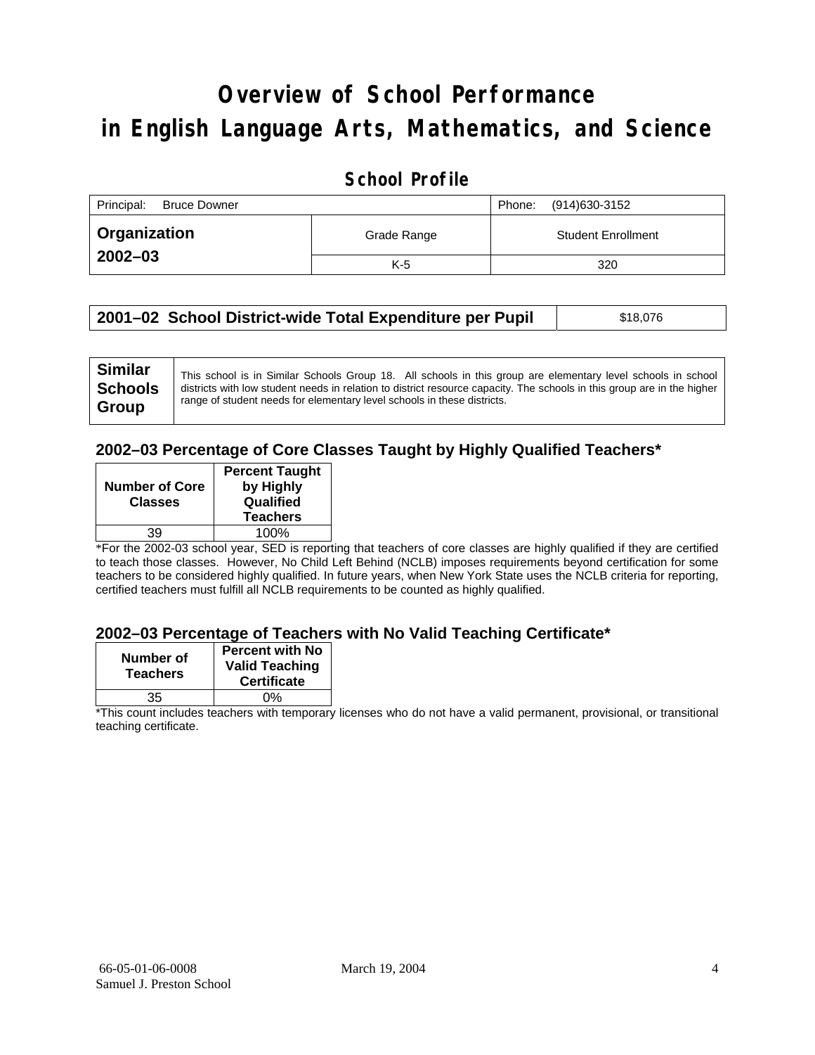# Overview of School Performance in English Language Arts, Mathematics, and Science

## School Profile

| Principal: Bruce Downer | | Phone: (914)630-3152 |
|---|---|---|
| **Organization 2002–03** | Grade Range | Student Enrollment |
| | K-5 | 320 |

| **2001–02 School District-wide Total Expenditure per Pupil** | $18,076 |
|---|---|

| **Similar Schools Group** | This school is in Similar Schools Group 18. All schools in this group are elementary level schools in school districts with low student needs in relation to district resource capacity. The schools in this group are in the higher range of student needs for elementary level schools in these districts. |
|---|---|

### 2002–03 Percentage of Core Classes Taught by Highly Qualified Teachers*

| Number of Core Classes | Percent Taught by Highly Qualified Teachers |
|---|---|
| 39 | 100% |

*For the 2002-03 school year, SED is reporting that teachers of core classes are highly qualified if they are certified to teach those classes. However, No Child Left Behind (NCLB) imposes requirements beyond certification for some teachers to be considered highly qualified. In future years, when New York State uses the NCLB criteria for reporting, certified teachers must fulfill all NCLB requirements to be counted as highly qualified.

### 2002–03 Percentage of Teachers with No Valid Teaching Certificate*

| Number of Teachers | Percent with No Valid Teaching Certificate |
|---|---|
| 35 | 0% |

*This count includes teachers with temporary licenses who do not have a valid permanent, provisional, or transitional teaching certificate.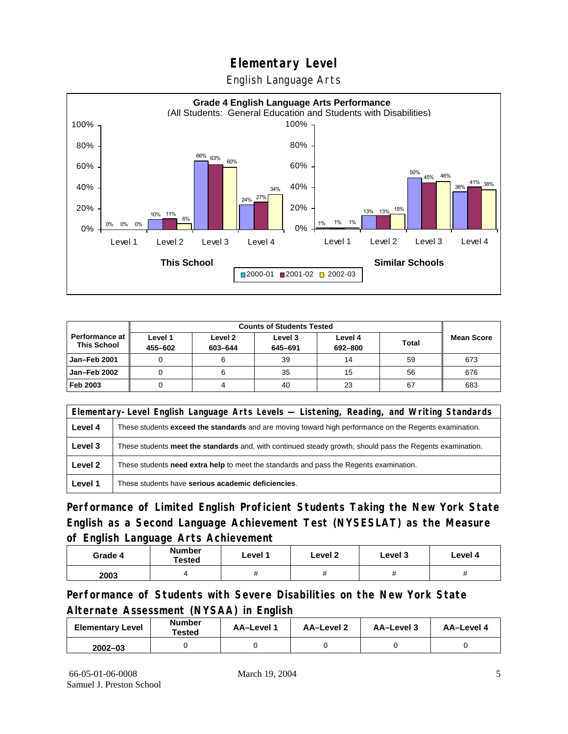# Elementary Level

English Language Arts

**Grade 4 English Language Arts Performance**
(All Students: General Education and Students with Disabilities)

| | This School 2000-01 | This School 2001-02 | This School 2002-03 | Similar Schools 2000-01 | Similar Schools 2001-02 | Similar Schools 2002-03 |
|---|---|---|---|---|---|---|
| Level 1 | 0% | 0% | 0% | 1% | 1% | 1% |
| Level 2 | 10% | 11% | 6% | 13% | 13% | 15% |
| Level 3 | 66% | 63% | 60% | 50% | 45% | 46% |
| Level 4 | 24% | 27% | 34% | 36% | 41% | 38% |

| Performance at This School | Counts of Students Tested | | | | | Mean Score |
|---|---|---|---|---|---|---|
| | Level 1 455–602 | Level 2 603–644 | Level 3 645–691 | Level 4 692–800 | Total | |
| Jan–Feb 2001 | 0 | 6 | 39 | 14 | 59 | 673 |
| Jan–Feb 2002 | 0 | 6 | 35 | 15 | 56 | 676 |
| Feb 2003 | 0 | 4 | 40 | 23 | 67 | 683 |

| Elementary-Level English Language Arts Levels — Listening, Reading, and Writing Standards | |
|---|---|
| Level 4 | These students **exceed the standards** and are moving toward high performance on the Regents examination. |
| Level 3 | These students **meet the standards** and, with continued steady growth, should pass the Regents examination. |
| Level 2 | These students **need extra help** to meet the standards and pass the Regents examination. |
| Level 1 | These students have **serious academic deficiencies**. |

## Performance of Limited English Proficient Students Taking the New York State English as a Second Language Achievement Test (NYSESLAT) as the Measure of English Language Arts Achievement

| Grade 4 | Number Tested | Level 1 | Level 2 | Level 3 | Level 4 |
|---|---|---|---|---|---|
| 2003 | 4 | # | # | # | # |

## Performance of Students with Severe Disabilities on the New York State Alternate Assessment (NYSAA) in English

| Elementary Level | Number Tested | AA–Level 1 | AA–Level 2 | AA–Level 3 | AA–Level 4 |
|---|---|---|---|---|---|
| 2002–03 | 0 | 0 | 0 | 0 | 0 |

66-05-01-06-0008
Samuel J. Preston School

March 19, 2004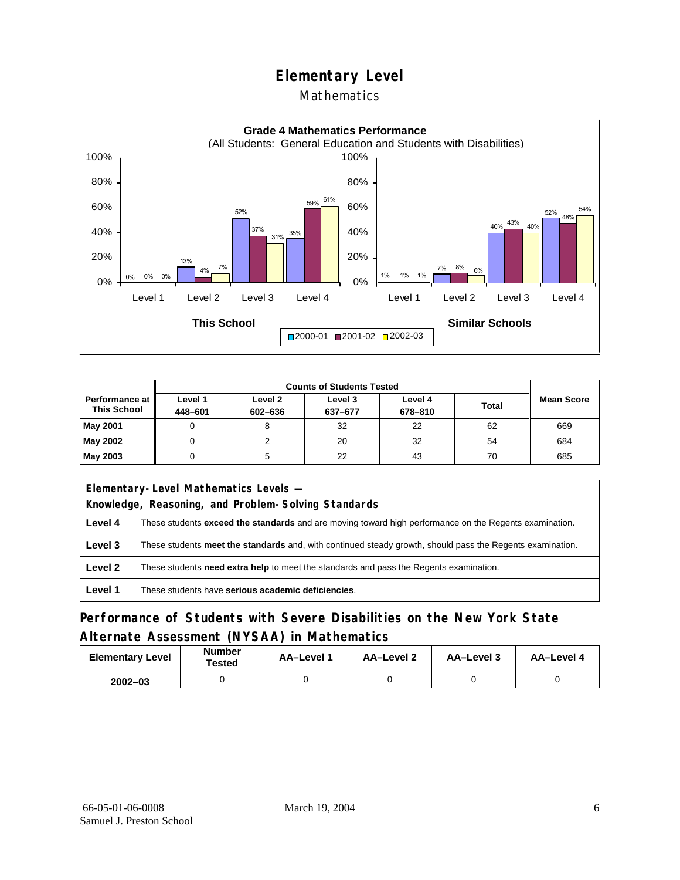# Elementary Level

## Mathematics

**Grade 4 Mathematics Performance**
(All Students: General Education and Students with Disabilities)

| | Level 1 | Level 2 | Level 3 | Level 4 |
|---|---|---|---|---|
| **This School** 2000-01 | 0% | 13% | 52% | 35% |
| **This School** 2001-02 | 0% | 4% | 37% | 59% |
| **This School** 2002-03 | 0% | 7% | 31% | 61% |
| **Similar Schools** 2000-01 | 1% | 7% | 40% | 52% |
| **Similar Schools** 2001-02 | 1% | 8% | 43% | 48% |
| **Similar Schools** 2002-03 | 1% | 6% | 40% | 54% |

| Performance at This School | Counts of Students Tested | | | | | Mean Score |
|---|---|---|---|---|---|---|
| | Level 1 448–601 | Level 2 602–636 | Level 3 637–677 | Level 4 678–810 | Total | |
| **May 2001** | 0 | 8 | 32 | 22 | 62 | 669 |
| **May 2002** | 0 | 2 | 20 | 32 | 54 | 684 |
| **May 2003** | 0 | 5 | 22 | 43 | 70 | 685 |

| Elementary-Level Mathematics Levels — Knowledge, Reasoning, and Problem-Solving Standards | |
|---|---|
| **Level 4** | These students **exceed the standards** and are moving toward high performance on the Regents examination. |
| **Level 3** | These students **meet the standards** and, with continued steady growth, should pass the Regents examination. |
| **Level 2** | These students **need extra help** to meet the standards and pass the Regents examination. |
| **Level 1** | These students have **serious academic deficiencies**. |

## Performance of Students with Severe Disabilities on the New York State Alternate Assessment (NYSAA) in Mathematics

| Elementary Level | Number Tested | AA–Level 1 | AA–Level 2 | AA–Level 3 | AA–Level 4 |
|---|---|---|---|---|---|
| **2002–03** | 0 | 0 | 0 | 0 | 0 |

66-05-01-06-0008 March 19, 2004
Samuel J. Preston School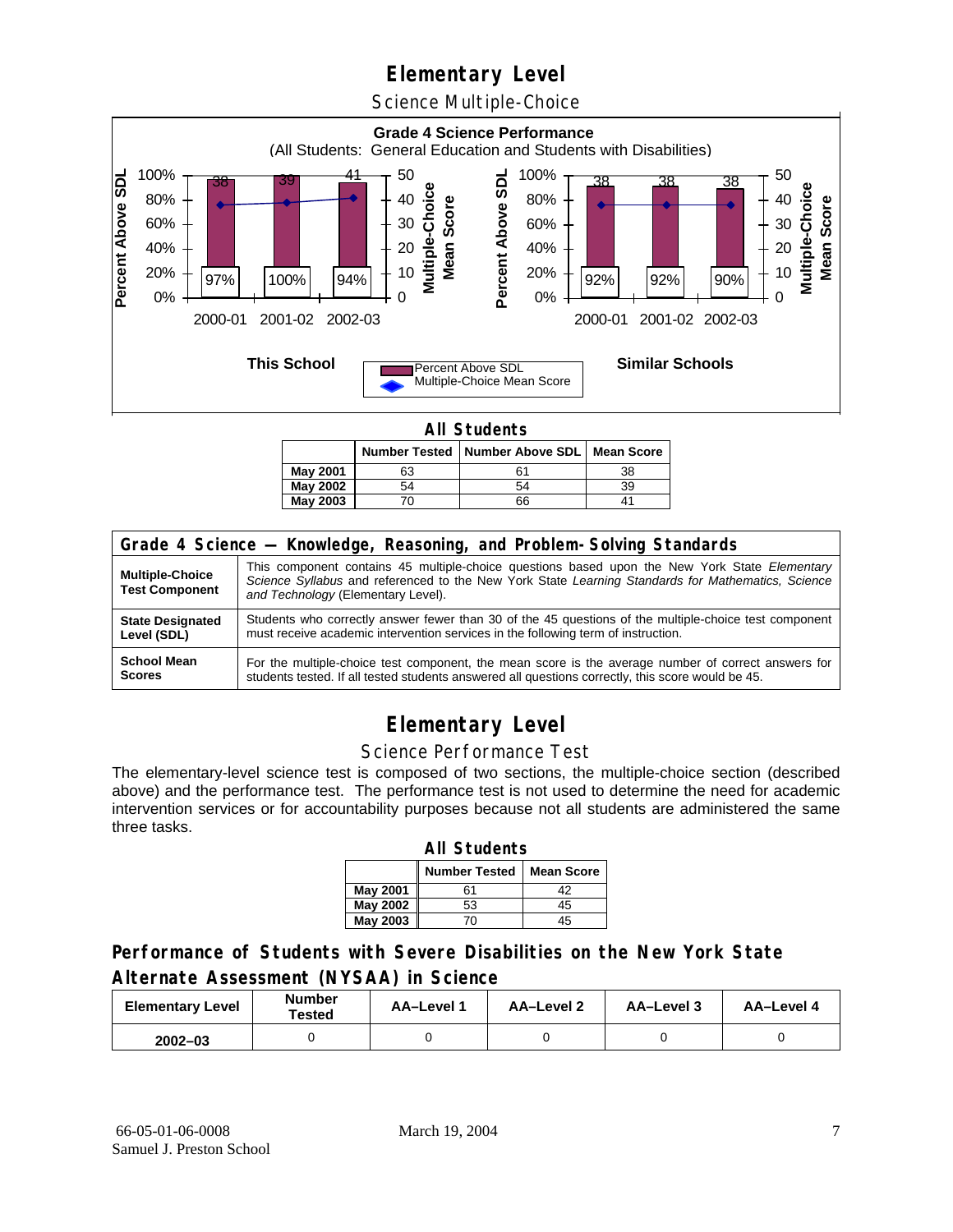# Elementary Level

## Science Multiple-Choice

**Grade 4 Science Performance**
(All Students: General Education and Students with Disabilities)

**This School**

| | 2000-01 | 2001-02 | 2002-03 |
|---|---|---|---|
| Percent Above SDL | 97% | 100% | 94% |
| Multiple-Choice Mean Score | 38 | 39 | 41 |

**Similar Schools**

| | 2000-01 | 2001-02 | 2002-03 |
|---|---|---|---|
| Percent Above SDL | 92% | 92% | 90% |
| Multiple-Choice Mean Score | 38 | 38 | 38 |

**All Students**

| | Number Tested | Number Above SDL | Mean Score |
|---|---|---|---|
| **May 2001** | 63 | 61 | 38 |
| **May 2002** | 54 | 54 | 39 |
| **May 2003** | 70 | 66 | 41 |

| Grade 4 Science — Knowledge, Reasoning, and Problem-Solving Standards | |
|---|---|
| **Multiple-Choice Test Component** | This component contains 45 multiple-choice questions based upon the New York State *Elementary Science Syllabus* and referenced to the New York State *Learning Standards for Mathematics, Science and Technology* (Elementary Level). |
| **State Designated Level (SDL)** | Students who correctly answer fewer than 30 of the 45 questions of the multiple-choice test component must receive academic intervention services in the following term of instruction. |
| **School Mean Scores** | For the multiple-choice test component, the mean score is the average number of correct answers for students tested. If all tested students answered all questions correctly, this score would be 45. |

# Elementary Level

## Science Performance Test

The elementary-level science test is composed of two sections, the multiple-choice section (described above) and the performance test. The performance test is not used to determine the need for academic intervention services or for accountability purposes because not all students are administered the same three tasks.

**All Students**

| | Number Tested | Mean Score |
|---|---|---|
| **May 2001** | 61 | 42 |
| **May 2002** | 53 | 45 |
| **May 2003** | 70 | 45 |

### Performance of Students with Severe Disabilities on the New York State Alternate Assessment (NYSAA) in Science

| Elementary Level | Number Tested | AA–Level 1 | AA–Level 2 | AA–Level 3 | AA–Level 4 |
|---|---|---|---|---|---|
| **2002–03** | 0 | 0 | 0 | 0 | 0 |

66-05-01-06-0008
Samuel J. Preston School

March 19, 2004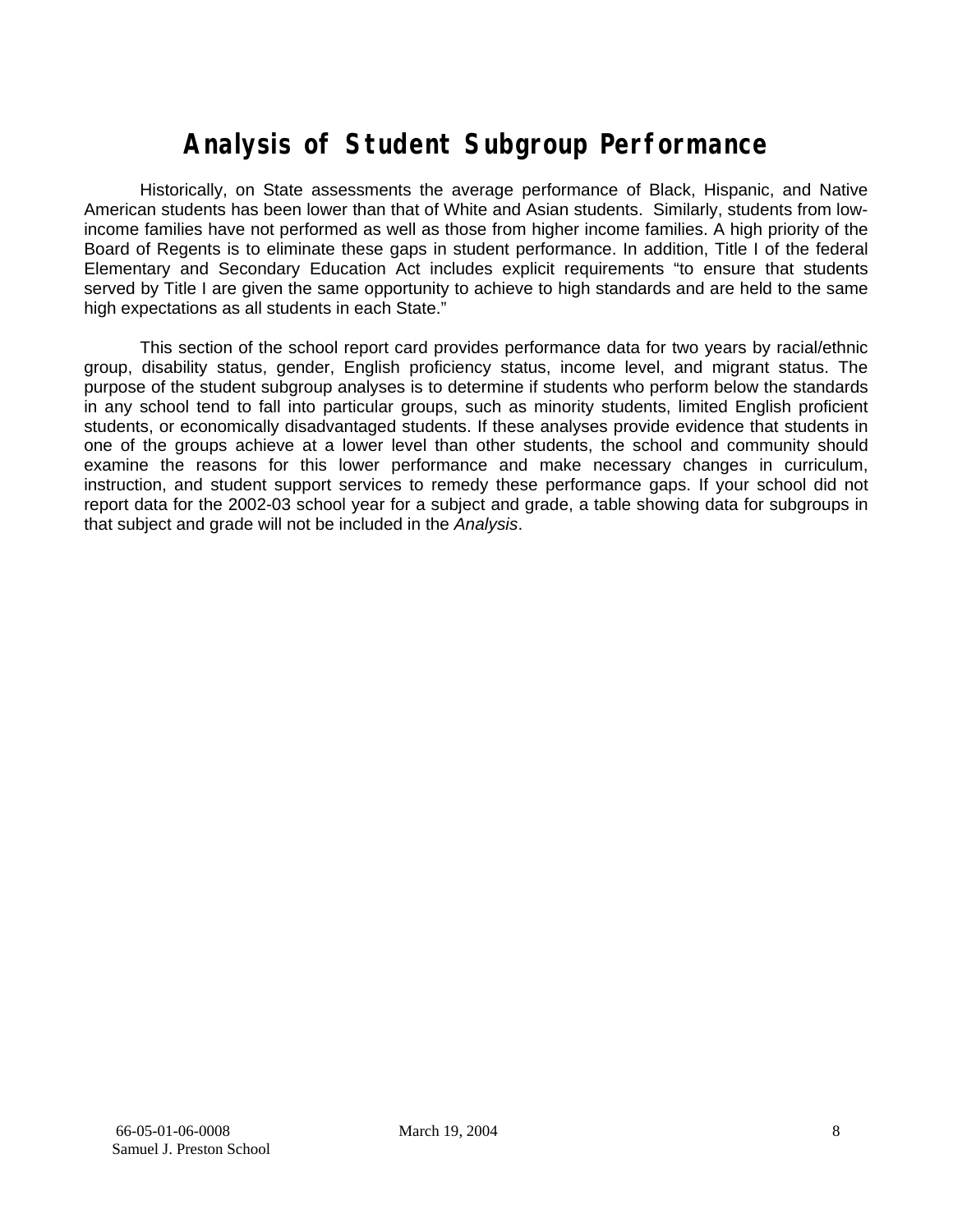# Analysis of Student Subgroup Performance

Historically, on State assessments the average performance of Black, Hispanic, and Native American students has been lower than that of White and Asian students. Similarly, students from low-income families have not performed as well as those from higher income families. A high priority of the Board of Regents is to eliminate these gaps in student performance. In addition, Title I of the federal Elementary and Secondary Education Act includes explicit requirements "to ensure that students served by Title I are given the same opportunity to achieve to high standards and are held to the same high expectations as all students in each State."

This section of the school report card provides performance data for two years by racial/ethnic group, disability status, gender, English proficiency status, income level, and migrant status. The purpose of the student subgroup analyses is to determine if students who perform below the standards in any school tend to fall into particular groups, such as minority students, limited English proficient students, or economically disadvantaged students. If these analyses provide evidence that students in one of the groups achieve at a lower level than other students, the school and community should examine the reasons for this lower performance and make necessary changes in curriculum, instruction, and student support services to remedy these performance gaps. If your school did not report data for the 2002-03 school year for a subject and grade, a table showing data for subgroups in that subject and grade will not be included in the *Analysis*.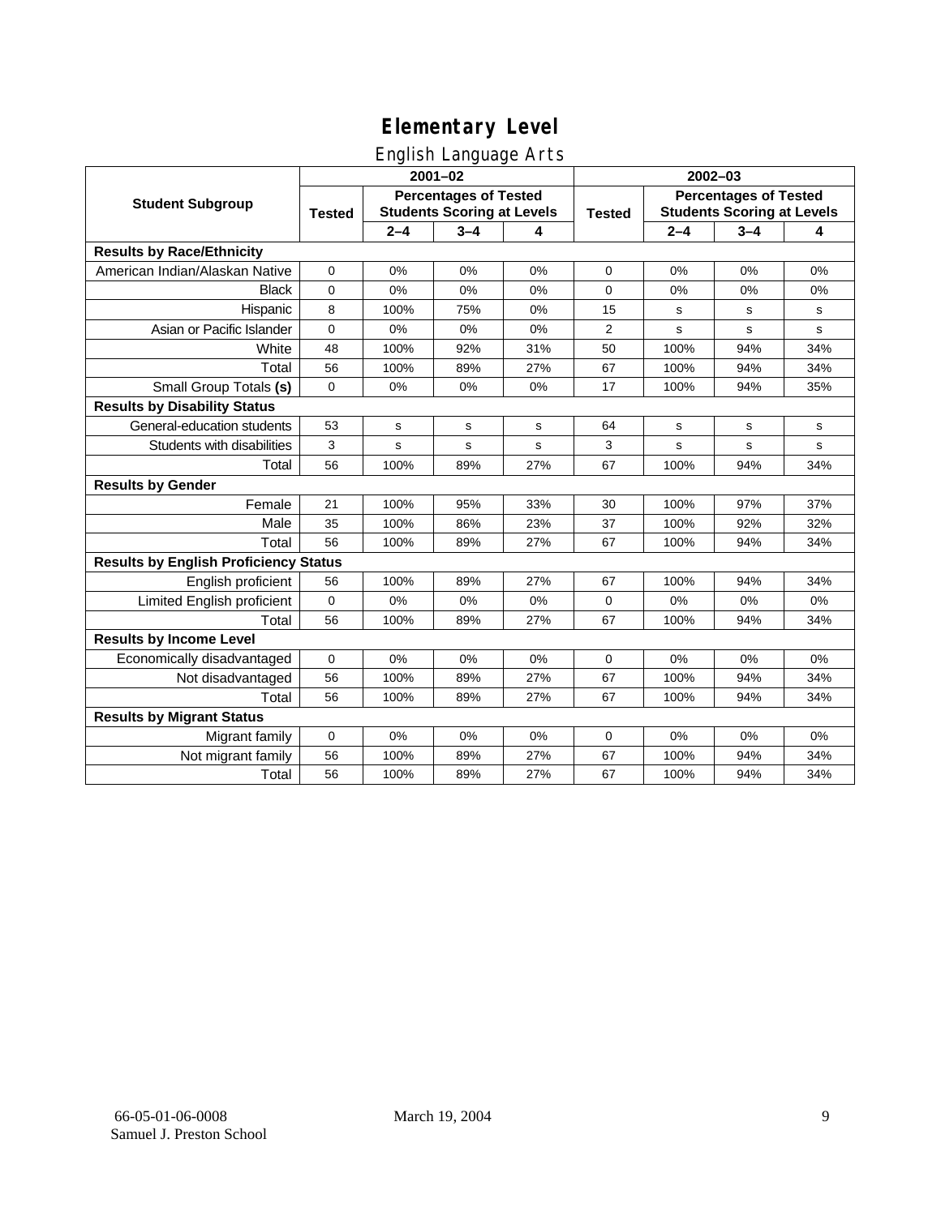# Elementary Level

## English Language Arts

| Student Subgroup | 2001–02 | | | | 2002–03 | | | |
|---|---|---|---|---|---|---|---|---|
| | Tested | Percentages of Tested Students Scoring at Levels | | | Tested | Percentages of Tested Students Scoring at Levels | | |
| | | 2–4 | 3–4 | 4 | | 2–4 | 3–4 | 4 |
| **Results by Race/Ethnicity** | | | | | | | | |
| American Indian/Alaskan Native | 0 | 0% | 0% | 0% | 0 | 0% | 0% | 0% |
| Black | 0 | 0% | 0% | 0% | 0 | 0% | 0% | 0% |
| Hispanic | 8 | 100% | 75% | 0% | 15 | s | s | s |
| Asian or Pacific Islander | 0 | 0% | 0% | 0% | 2 | s | s | s |
| White | 48 | 100% | 92% | 31% | 50 | 100% | 94% | 34% |
| Total | 56 | 100% | 89% | 27% | 67 | 100% | 94% | 34% |
| Small Group Totals **(s)** | 0 | 0% | 0% | 0% | 17 | 100% | 94% | 35% |
| **Results by Disability Status** | | | | | | | | |
| General-education students | 53 | s | s | s | 64 | s | s | s |
| Students with disabilities | 3 | s | s | s | 3 | s | s | s |
| Total | 56 | 100% | 89% | 27% | 67 | 100% | 94% | 34% |
| **Results by Gender** | | | | | | | | |
| Female | 21 | 100% | 95% | 33% | 30 | 100% | 97% | 37% |
| Male | 35 | 100% | 86% | 23% | 37 | 100% | 92% | 32% |
| Total | 56 | 100% | 89% | 27% | 67 | 100% | 94% | 34% |
| **Results by English Proficiency Status** | | | | | | | | |
| English proficient | 56 | 100% | 89% | 27% | 67 | 100% | 94% | 34% |
| Limited English proficient | 0 | 0% | 0% | 0% | 0 | 0% | 0% | 0% |
| Total | 56 | 100% | 89% | 27% | 67 | 100% | 94% | 34% |
| **Results by Income Level** | | | | | | | | |
| Economically disadvantaged | 0 | 0% | 0% | 0% | 0 | 0% | 0% | 0% |
| Not disadvantaged | 56 | 100% | 89% | 27% | 67 | 100% | 94% | 34% |
| Total | 56 | 100% | 89% | 27% | 67 | 100% | 94% | 34% |
| **Results by Migrant Status** | | | | | | | | |
| Migrant family | 0 | 0% | 0% | 0% | 0 | 0% | 0% | 0% |
| Not migrant family | 56 | 100% | 89% | 27% | 67 | 100% | 94% | 34% |
| Total | 56 | 100% | 89% | 27% | 67 | 100% | 94% | 34% |

66-05-01-06-0008
Samuel J. Preston School

March 19, 2004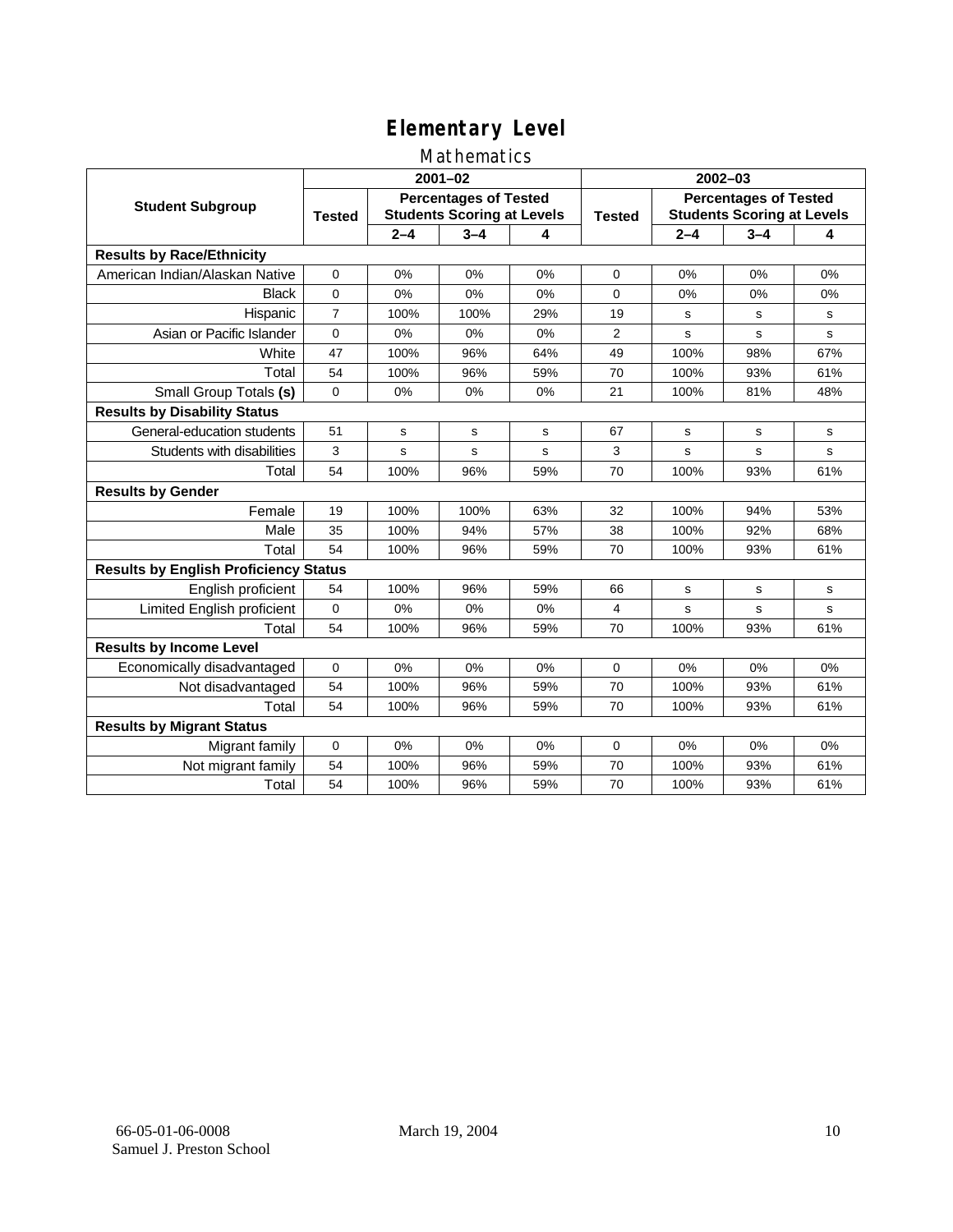# Elementary Level

## Mathematics

| Student Subgroup | 2001–02 | | | | 2002–03 | | | |
|---|---|---|---|---|---|---|---|---|
| | Tested | Percentages of Tested Students Scoring at Levels | | | Tested | Percentages of Tested Students Scoring at Levels | | |
| | | 2–4 | 3–4 | 4 | | 2–4 | 3–4 | 4 |
| **Results by Race/Ethnicity** | | | | | | | | |
| American Indian/Alaskan Native | 0 | 0% | 0% | 0% | 0 | 0% | 0% | 0% |
| Black | 0 | 0% | 0% | 0% | 0 | 0% | 0% | 0% |
| Hispanic | 7 | 100% | 100% | 29% | 19 | s | s | s |
| Asian or Pacific Islander | 0 | 0% | 0% | 0% | 2 | s | s | s |
| White | 47 | 100% | 96% | 64% | 49 | 100% | 98% | 67% |
| Total | 54 | 100% | 96% | 59% | 70 | 100% | 93% | 61% |
| Small Group Totals **(s)** | 0 | 0% | 0% | 0% | 21 | 100% | 81% | 48% |
| **Results by Disability Status** | | | | | | | | |
| General-education students | 51 | s | s | s | 67 | s | s | s |
| Students with disabilities | 3 | s | s | s | 3 | s | s | s |
| Total | 54 | 100% | 96% | 59% | 70 | 100% | 93% | 61% |
| **Results by Gender** | | | | | | | | |
| Female | 19 | 100% | 100% | 63% | 32 | 100% | 94% | 53% |
| Male | 35 | 100% | 94% | 57% | 38 | 100% | 92% | 68% |
| Total | 54 | 100% | 96% | 59% | 70 | 100% | 93% | 61% |
| **Results by English Proficiency Status** | | | | | | | | |
| English proficient | 54 | 100% | 96% | 59% | 66 | s | s | s |
| Limited English proficient | 0 | 0% | 0% | 0% | 4 | s | s | s |
| Total | 54 | 100% | 96% | 59% | 70 | 100% | 93% | 61% |
| **Results by Income Level** | | | | | | | | |
| Economically disadvantaged | 0 | 0% | 0% | 0% | 0 | 0% | 0% | 0% |
| Not disadvantaged | 54 | 100% | 96% | 59% | 70 | 100% | 93% | 61% |
| Total | 54 | 100% | 96% | 59% | 70 | 100% | 93% | 61% |
| **Results by Migrant Status** | | | | | | | | |
| Migrant family | 0 | 0% | 0% | 0% | 0 | 0% | 0% | 0% |
| Not migrant family | 54 | 100% | 96% | 59% | 70 | 100% | 93% | 61% |
| Total | 54 | 100% | 96% | 59% | 70 | 100% | 93% | 61% |

66-05-01-06-0008
Samuel J. Preston School

March 19, 2004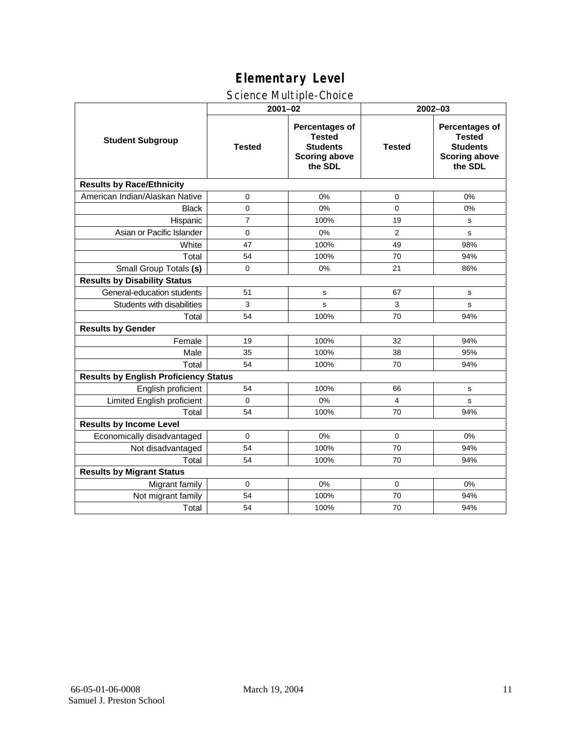# Elementary Level

## Science Multiple-Choice

| Student Subgroup | 2001–02 | | 2002–03 | |
|---|---|---|---|---|
| | Tested | Percentages of Tested Students Scoring above the SDL | Tested | Percentages of Tested Students Scoring above the SDL |
| **Results by Race/Ethnicity** | | | | |
| American Indian/Alaskan Native | 0 | 0% | 0 | 0% |
| Black | 0 | 0% | 0 | 0% |
| Hispanic | 7 | 100% | 19 | s |
| Asian or Pacific Islander | 0 | 0% | 2 | s |
| White | 47 | 100% | 49 | 98% |
| Total | 54 | 100% | 70 | 94% |
| Small Group Totals **(s)** | 0 | 0% | 21 | 86% |
| **Results by Disability Status** | | | | |
| General-education students | 51 | s | 67 | s |
| Students with disabilities | 3 | s | 3 | s |
| Total | 54 | 100% | 70 | 94% |
| **Results by Gender** | | | | |
| Female | 19 | 100% | 32 | 94% |
| Male | 35 | 100% | 38 | 95% |
| Total | 54 | 100% | 70 | 94% |
| **Results by English Proficiency Status** | | | | |
| English proficient | 54 | 100% | 66 | s |
| Limited English proficient | 0 | 0% | 4 | s |
| Total | 54 | 100% | 70 | 94% |
| **Results by Income Level** | | | | |
| Economically disadvantaged | 0 | 0% | 0 | 0% |
| Not disadvantaged | 54 | 100% | 70 | 94% |
| Total | 54 | 100% | 70 | 94% |
| **Results by Migrant Status** | | | | |
| Migrant family | 0 | 0% | 0 | 0% |
| Not migrant family | 54 | 100% | 70 | 94% |
| Total | 54 | 100% | 70 | 94% |

66-05-01-06-0008 March 19, 2004
Samuel J. Preston School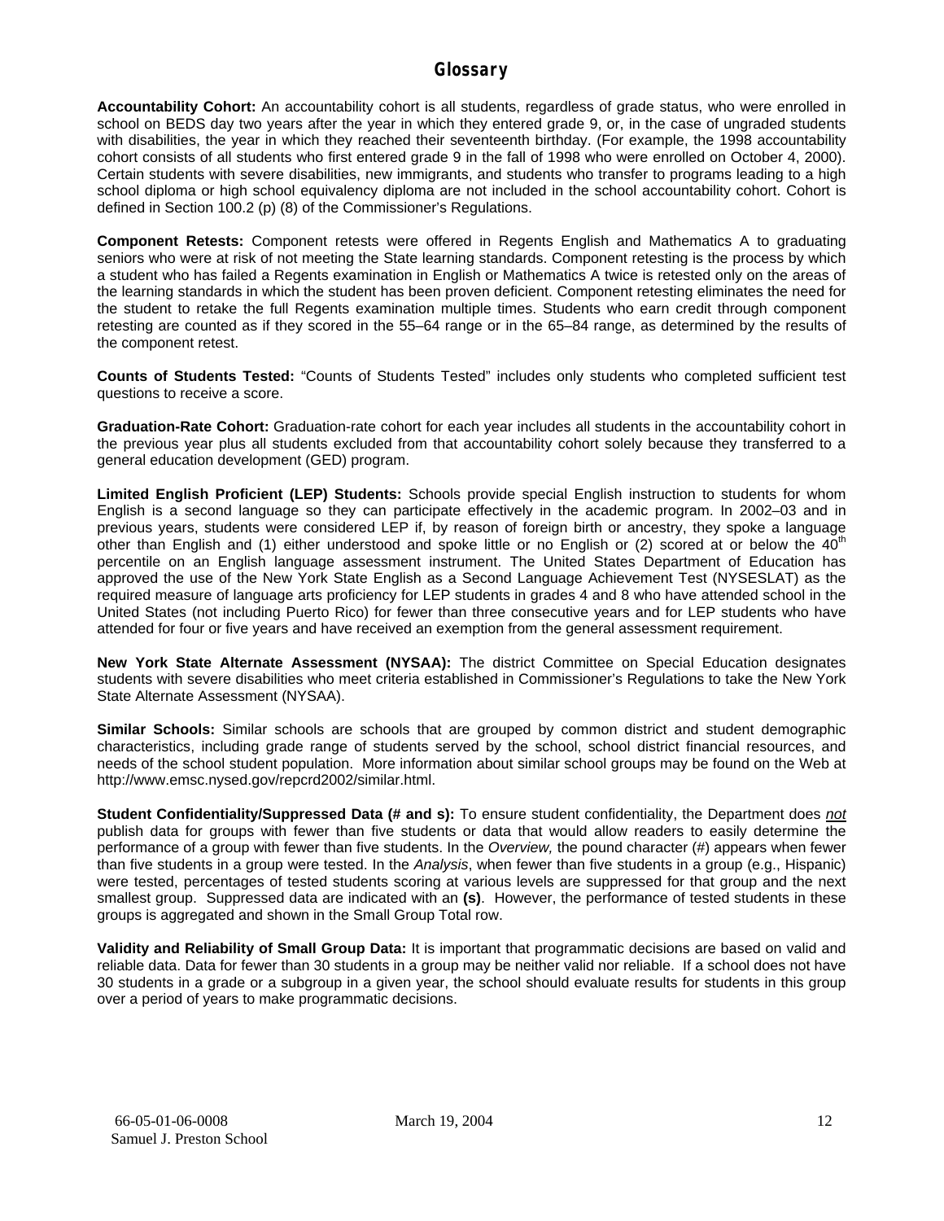## Glossary

**Accountability Cohort:** An accountability cohort is all students, regardless of grade status, who were enrolled in school on BEDS day two years after the year in which they entered grade 9, or, in the case of ungraded students with disabilities, the year in which they reached their seventeenth birthday. (For example, the 1998 accountability cohort consists of all students who first entered grade 9 in the fall of 1998 who were enrolled on October 4, 2000). Certain students with severe disabilities, new immigrants, and students who transfer to programs leading to a high school diploma or high school equivalency diploma are not included in the school accountability cohort. Cohort is defined in Section 100.2 (p) (8) of the Commissioner's Regulations.

**Component Retests:** Component retests were offered in Regents English and Mathematics A to graduating seniors who were at risk of not meeting the State learning standards. Component retesting is the process by which a student who has failed a Regents examination in English or Mathematics A twice is retested only on the areas of the learning standards in which the student has been proven deficient. Component retesting eliminates the need for the student to retake the full Regents examination multiple times. Students who earn credit through component retesting are counted as if they scored in the 55–64 range or in the 65–84 range, as determined by the results of the component retest.

**Counts of Students Tested:** "Counts of Students Tested" includes only students who completed sufficient test questions to receive a score.

**Graduation-Rate Cohort:** Graduation-rate cohort for each year includes all students in the accountability cohort in the previous year plus all students excluded from that accountability cohort solely because they transferred to a general education development (GED) program.

**Limited English Proficient (LEP) Students:** Schools provide special English instruction to students for whom English is a second language so they can participate effectively in the academic program. In 2002–03 and in previous years, students were considered LEP if, by reason of foreign birth or ancestry, they spoke a language other than English and (1) either understood and spoke little or no English or (2) scored at or below the 40th percentile on an English language assessment instrument. The United States Department of Education has approved the use of the New York State English as a Second Language Achievement Test (NYSESLAT) as the required measure of language arts proficiency for LEP students in grades 4 and 8 who have attended school in the United States (not including Puerto Rico) for fewer than three consecutive years and for LEP students who have attended for four or five years and have received an exemption from the general assessment requirement.

**New York State Alternate Assessment (NYSAA):** The district Committee on Special Education designates students with severe disabilities who meet criteria established in Commissioner's Regulations to take the New York State Alternate Assessment (NYSAA).

**Similar Schools:** Similar schools are schools that are grouped by common district and student demographic characteristics, including grade range of students served by the school, school district financial resources, and needs of the school student population. More information about similar school groups may be found on the Web at http://www.emsc.nysed.gov/repcrd2002/similar.html.

**Student Confidentiality/Suppressed Data (# and s):** To ensure student confidentiality, the Department does *not* publish data for groups with fewer than five students or data that would allow readers to easily determine the performance of a group with fewer than five students. In the *Overview,* the pound character (#) appears when fewer than five students in a group were tested. In the *Analysis*, when fewer than five students in a group (e.g., Hispanic) were tested, percentages of tested students scoring at various levels are suppressed for that group and the next smallest group. Suppressed data are indicated with an **(s)**. However, the performance of tested students in these groups is aggregated and shown in the Small Group Total row.

**Validity and Reliability of Small Group Data:** It is important that programmatic decisions are based on valid and reliable data. Data for fewer than 30 students in a group may be neither valid nor reliable. If a school does not have 30 students in a grade or a subgroup in a given year, the school should evaluate results for students in this group over a period of years to make programmatic decisions.